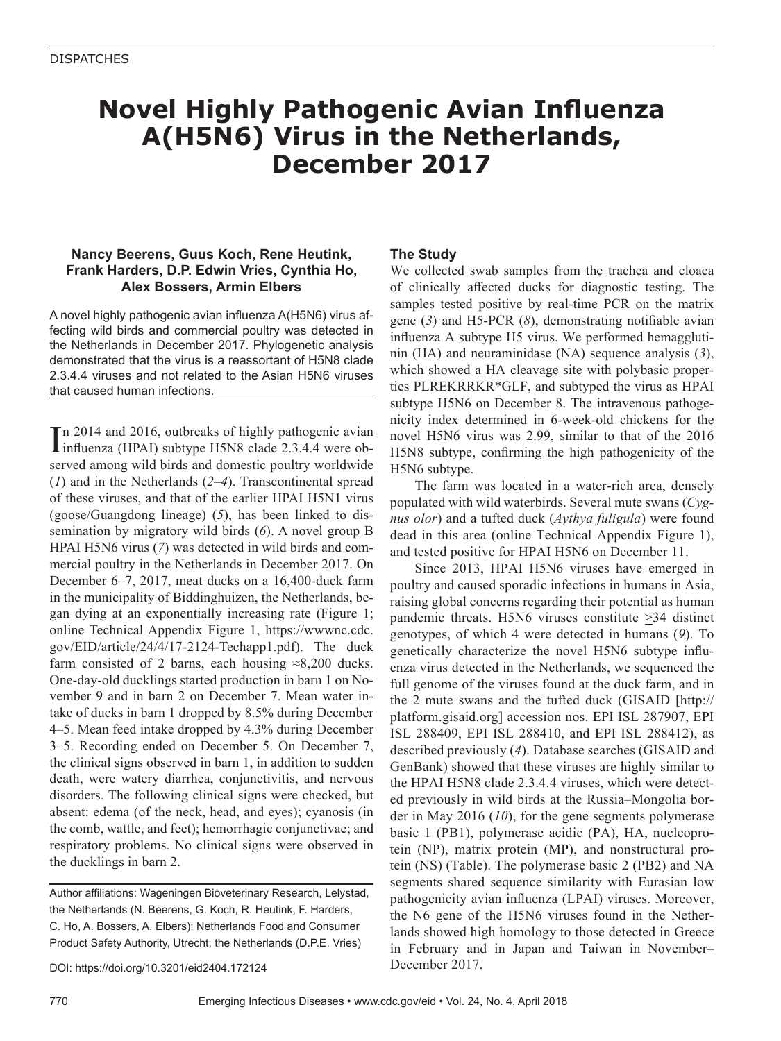DISPATCHES

# Novel Highly Pathogenic Avian Influenza A(H5N6) Virus in the Netherlands, December 2017

**Nancy Beerens, Guus Koch, Rene Heutink, Frank Harders, D.P. Edwin Vries, Cynthia Ho, Alex Bossers, Armin Elbers**

A novel highly pathogenic avian influenza A(H5N6) virus affecting wild birds and commercial poultry was detected in the Netherlands in December 2017. Phylogenetic analysis demonstrated that the virus is a reassortant of H5N8 clade 2.3.4.4 viruses and not related to the Asian H5N6 viruses that caused human infections.

In 2014 and 2016, outbreaks of highly pathogenic avian influenza (HPAI) subtype H5N8 clade 2.3.4.4 were observed among wild birds and domestic poultry worldwide (*1*) and in the Netherlands (*2–4*). Transcontinental spread of these viruses, and that of the earlier HPAI H5N1 virus (goose/Guangdong lineage) (*5*), has been linked to dissemination by migratory wild birds (*6*). A novel group B HPAI H5N6 virus (*7*) was detected in wild birds and commercial poultry in the Netherlands in December 2017. On December 6–7, 2017, meat ducks on a 16,400-duck farm in the municipality of Biddinghuizen, the Netherlands, began dying at an exponentially increasing rate (Figure 1; online Technical Appendix Figure 1, https://wwwnc.cdc.gov/EID/article/24/4/17-2124-Techapp1.pdf). The duck farm consisted of 2 barns, each housing ≈8,200 ducks. One-day-old ducklings started production in barn 1 on November 9 and in barn 2 on December 7. Mean water intake of ducks in barn 1 dropped by 8.5% during December 4–5. Mean feed intake dropped by 4.3% during December 3–5. Recording ended on December 5. On December 7, the clinical signs observed in barn 1, in addition to sudden death, were watery diarrhea, conjunctivitis, and nervous disorders. The following clinical signs were checked, but absent: edema (of the neck, head, and eyes); cyanosis (in the comb, wattle, and feet); hemorrhagic conjunctivae; and respiratory problems. No clinical signs were observed in the ducklings in barn 2.

Author affiliations: Wageningen Bioveterinary Research, Lelystad, the Netherlands (N. Beerens, G. Koch, R. Heutink, F. Harders, C. Ho, A. Bossers, A. Elbers); Netherlands Food and Consumer Product Safety Authority, Utrecht, the Netherlands (D.P.E. Vries)

DOI: https://doi.org/10.3201/eid2404.172124

## The Study

We collected swab samples from the trachea and cloaca of clinically affected ducks for diagnostic testing. The samples tested positive by real-time PCR on the matrix gene (*3*) and H5-PCR (*8*), demonstrating notifiable avian influenza A subtype H5 virus. We performed hemagglutinin (HA) and neuraminidase (NA) sequence analysis (*3*), which showed a HA cleavage site with polybasic properties PLREKRRKR*GLF, and subtyped the virus as HPAI subtype H5N6 on December 8. The intravenous pathogenicity index determined in 6-week-old chickens for the novel H5N6 virus was 2.99, similar to that of the 2016 H5N8 subtype, confirming the high pathogenicity of the H5N6 subtype.

The farm was located in a water-rich area, densely populated with wild waterbirds. Several mute swans (*Cygnus olor*) and a tufted duck (*Aythya fuligula*) were found dead in this area (online Technical Appendix Figure 1), and tested positive for HPAI H5N6 on December 11.

Since 2013, HPAI H5N6 viruses have emerged in poultry and caused sporadic infections in humans in Asia, raising global concerns regarding their potential as human pandemic threats. H5N6 viruses constitute ≥34 distinct genotypes, of which 4 were detected in humans (*9*). To genetically characterize the novel H5N6 subtype influenza virus detected in the Netherlands, we sequenced the full genome of the viruses found at the duck farm, and in the 2 mute swans and the tufted duck (GISAID [http://platform.gisaid.org] accession nos. EPI ISL 287907, EPI ISL 288409, EPI ISL 288410, and EPI ISL 288412), as described previously (*4*). Database searches (GISAID and GenBank) showed that these viruses are highly similar to the HPAI H5N8 clade 2.3.4.4 viruses, which were detected previously in wild birds at the Russia–Mongolia border in May 2016 (*10*), for the gene segments polymerase basic 1 (PB1), polymerase acidic (PA), HA, nucleoprotein (NP), matrix protein (MP), and nonstructural protein (NS) (Table). The polymerase basic 2 (PB2) and NA segments shared sequence similarity with Eurasian low pathogenicity avian influenza (LPAI) viruses. Moreover, the N6 gene of the H5N6 viruses found in the Netherlands showed high homology to those detected in Greece in February and in Japan and Taiwan in November–December 2017.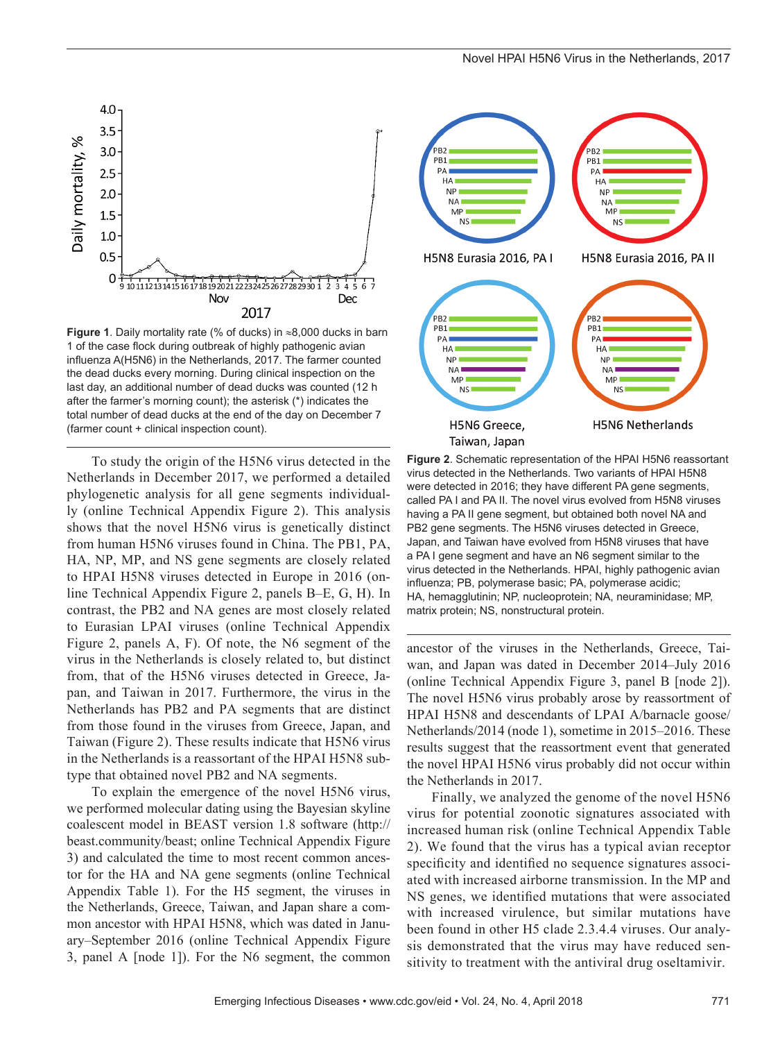**Figure 1**. Daily mortality rate (% of ducks) in ≈8,000 ducks in barn 1 of the case flock during outbreak of highly pathogenic avian influenza A(H5N6) in the Netherlands, 2017. The farmer counted the dead ducks every morning. During clinical inspection on the last day, an additional number of dead ducks was counted (12 h after the farmer's morning count); the asterisk (*) indicates the total number of dead ducks at the end of the day on December 7 (farmer count + clinical inspection count).

**Figure 2**. Schematic representation of the HPAI H5N6 reassortant virus detected in the Netherlands. Two variants of HPAI H5N8 were detected in 2016; they have different PA gene segments, called PA I and PA II. The novel virus evolved from H5N8 viruses having a PA II gene segment, but obtained both novel NA and PB2 gene segments. The H5N6 viruses detected in Greece, Japan, and Taiwan have evolved from H5N8 viruses that have a PA I gene segment and have an N6 segment similar to the virus detected in the Netherlands. HPAI, highly pathogenic avian influenza; PB, polymerase basic; PA, polymerase acidic; HA, hemagglutinin; NP, nucleoprotein; NA, neuraminidase; MP, matrix protein; NS, nonstructural protein.

To study the origin of the H5N6 virus detected in the Netherlands in December 2017, we performed a detailed phylogenetic analysis for all gene segments individually (online Technical Appendix Figure 2). This analysis shows that the novel H5N6 virus is genetically distinct from human H5N6 viruses found in China. The PB1, PA, HA, NP, MP, and NS gene segments are closely related to HPAI H5N8 viruses detected in Europe in 2016 (online Technical Appendix Figure 2, panels B–E, G, H). In contrast, the PB2 and NA genes are most closely related to Eurasian LPAI viruses (online Technical Appendix Figure 2, panels A, F). Of note, the N6 segment of the virus in the Netherlands is closely related to, but distinct from, that of the H5N6 viruses detected in Greece, Japan, and Taiwan in 2017. Furthermore, the virus in the Netherlands has PB2 and PA segments that are distinct from those found in the viruses from Greece, Japan, and Taiwan (Figure 2). These results indicate that H5N6 virus in the Netherlands is a reassortant of the HPAI H5N8 subtype that obtained novel PB2 and NA segments.

To explain the emergence of the novel H5N6 virus, we performed molecular dating using the Bayesian skyline coalescent model in BEAST version 1.8 software (http://beast.community/beast; online Technical Appendix Figure 3) and calculated the time to most recent common ancestor for the HA and NA gene segments (online Technical Appendix Table 1). For the H5 segment, the viruses in the Netherlands, Greece, Taiwan, and Japan share a common ancestor with HPAI H5N8, which was dated in January–September 2016 (online Technical Appendix Figure 3, panel A [node 1]). For the N6 segment, the common ancestor of the viruses in the Netherlands, Greece, Taiwan, and Japan was dated in December 2014–July 2016 (online Technical Appendix Figure 3, panel B [node 2]). The novel H5N6 virus probably arose by reassortment of HPAI H5N8 and descendants of LPAI A/barnacle goose/Netherlands/2014 (node 1), sometime in 2015–2016. These results suggest that the reassortment event that generated the novel HPAI H5N6 virus probably did not occur within the Netherlands in 2017.

Finally, we analyzed the genome of the novel H5N6 virus for potential zoonotic signatures associated with increased human risk (online Technical Appendix Table 2). We found that the virus has a typical avian receptor specificity and identified no sequence signatures associated with increased airborne transmission. In the MP and NS genes, we identified mutations that were associated with increased virulence, but similar mutations have been found in other H5 clade 2.3.4.4 viruses. Our analysis demonstrated that the virus may have reduced sensitivity to treatment with the antiviral drug oseltamivir.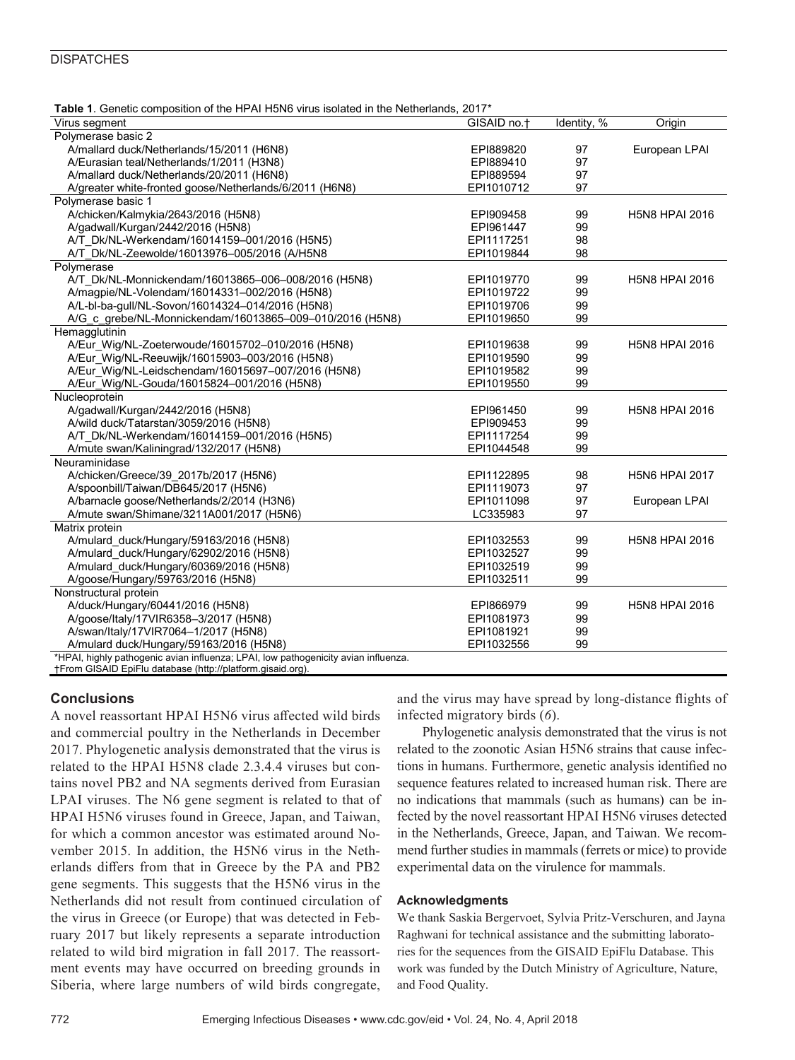**Table 1.** Genetic composition of the HPAI H5N6 virus isolated in the Netherlands, 2017*

| Virus segment | GISAID no.† | Identity, % | Origin |
|---|---|---|---|
| Polymerase basic 2 | | | |
| A/mallard duck/Netherlands/15/2011 (H6N8) | EPI889820 | 97 | European LPAI |
| A/Eurasian teal/Netherlands/1/2011 (H3N8) | EPI889410 | 97 | |
| A/mallard duck/Netherlands/20/2011 (H6N8) | EPI889594 | 97 | |
| A/greater white-fronted goose/Netherlands/6/2011 (H6N8) | EPI1010712 | 97 | |
| Polymerase basic 1 | | | |
| A/chicken/Kalmykia/2643/2016 (H5N8) | EPI909458 | 99 | H5N8 HPAI 2016 |
| A/gadwall/Kurgan/2442/2016 (H5N8) | EPI961447 | 99 | |
| A/T_Dk/NL-Werkendam/16014159–001/2016 (H5N5) | EPI1117251 | 98 | |
| A/T_Dk/NL-Zeewolde/16013976–005/2016 (A/H5N8 | EPI1019844 | 98 | |
| Polymerase | | | |
| A/T_Dk/NL-Monnickendam/16013865–006–008/2016 (H5N8) | EPI1019770 | 99 | H5N8 HPAI 2016 |
| A/magpie/NL-Volendam/16014331–002/2016 (H5N8) | EPI1019722 | 99 | |
| A/L-bl-ba-gull/NL-Sovon/16014324–014/2016 (H5N8) | EPI1019706 | 99 | |
| A/G_c_grebe/NL-Monnickendam/16013865–009–010/2016 (H5N8) | EPI1019650 | 99 | |
| Hemagglutinin | | | |
| A/Eur_Wig/NL-Zoeterwoude/16015702–010/2016 (H5N8) | EPI1019638 | 99 | H5N8 HPAI 2016 |
| A/Eur_Wig/NL-Reeuwijk/16015903–003/2016 (H5N8) | EPI1019590 | 99 | |
| A/Eur_Wig/NL-Leidschendam/16015697–007/2016 (H5N8) | EPI1019582 | 99 | |
| A/Eur_Wig/NL-Gouda/16015824–001/2016 (H5N8) | EPI1019550 | 99 | |
| Nucleoprotein | | | |
| A/gadwall/Kurgan/2442/2016 (H5N8) | EPI961450 | 99 | H5N8 HPAI 2016 |
| A/wild duck/Tatarstan/3059/2016 (H5N8) | EPI909453 | 99 | |
| A/T_Dk/NL-Werkendam/16014159–001/2016 (H5N5) | EPI1117254 | 99 | |
| A/mute swan/Kaliningrad/132/2017 (H5N8) | EPI1044548 | 99 | |
| Neuraminidase | | | |
| A/chicken/Greece/39_2017b/2017 (H5N6) | EPI1122895 | 98 | H5N6 HPAI 2017 |
| A/spoonbill/Taiwan/DB645/2017 (H5N6) | EPI1119073 | 97 | |
| A/barnacle goose/Netherlands/2/2014 (H3N6) | EPI1011098 | 97 | European LPAI |
| A/mute swan/Shimane/3211A001/2017 (H5N6) | LC335983 | 97 | |
| Matrix protein | | | |
| A/mulard_duck/Hungary/59163/2016 (H5N8) | EPI1032553 | 99 | H5N8 HPAI 2016 |
| A/mulard_duck/Hungary/62902/2016 (H5N8) | EPI1032527 | 99 | |
| A/mulard_duck/Hungary/60369/2016 (H5N8) | EPI1032519 | 99 | |
| A/goose/Hungary/59763/2016 (H5N8) | EPI1032511 | 99 | |
| Nonstructural protein | | | |
| A/duck/Hungary/60441/2016 (H5N8) | EPI866979 | 99 | H5N8 HPAI 2016 |
| A/goose/Italy/17VIR6358–3/2017 (H5N8) | EPI1081973 | 99 | |
| A/swan/Italy/17VIR7064–1/2017 (H5N8) | EPI1081921 | 99 | |
| A/mulard duck/Hungary/59163/2016 (H5N8) | EPI1032556 | 99 | |

*HPAI, highly pathogenic avian influenza; LPAI, low pathogenicity avian influenza.
†From GISAID EpiFlu database (http://platform.gisaid.org).

## Conclusions

A novel reassortant HPAI H5N6 virus affected wild birds and commercial poultry in the Netherlands in December 2017. Phylogenetic analysis demonstrated that the virus is related to the HPAI H5N8 clade 2.3.4.4 viruses but contains novel PB2 and NA segments derived from Eurasian LPAI viruses. The N6 gene segment is related to that of HPAI H5N6 viruses found in Greece, Japan, and Taiwan, for which a common ancestor was estimated around November 2015. In addition, the H5N6 virus in the Netherlands differs from that in Greece by the PA and PB2 gene segments. This suggests that the H5N6 virus in the Netherlands did not result from continued circulation of the virus in Greece (or Europe) that was detected in February 2017 but likely represents a separate introduction related to wild bird migration in fall 2017. The reassortment events may have occurred on breeding grounds in Siberia, where large numbers of wild birds congregate, and the virus may have spread by long-distance flights of infected migratory birds (*6*).

Phylogenetic analysis demonstrated that the virus is not related to the zoonotic Asian H5N6 strains that cause infections in humans. Furthermore, genetic analysis identified no sequence features related to increased human risk. There are no indications that mammals (such as humans) can be infected by the novel reassortant HPAI H5N6 viruses detected in the Netherlands, Greece, Japan, and Taiwan. We recommend further studies in mammals (ferrets or mice) to provide experimental data on the virulence for mammals.

### Acknowledgments

We thank Saskia Bergervoet, Sylvia Pritz-Verschuren, and Jayna Raghwani for technical assistance and the submitting laboratories for the sequences from the GISAID EpiFlu Database. This work was funded by the Dutch Ministry of Agriculture, Nature, and Food Quality.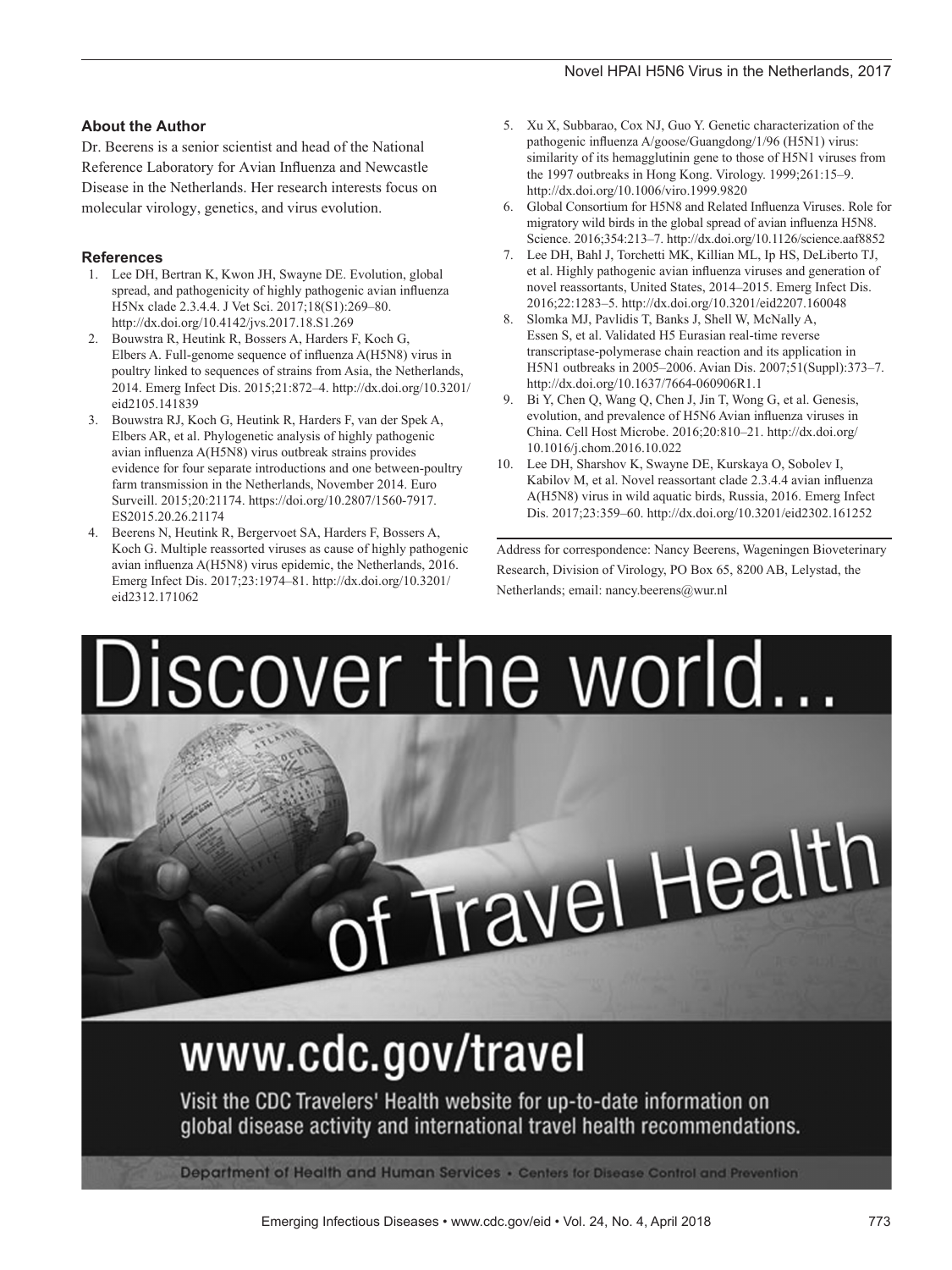## About the Author

Dr. Beerens is a senior scientist and head of the National Reference Laboratory for Avian Influenza and Newcastle Disease in the Netherlands. Her research interests focus on molecular virology, genetics, and virus evolution.

## References

1. Lee DH, Bertran K, Kwon JH, Swayne DE. Evolution, global spread, and pathogenicity of highly pathogenic avian influenza H5Nx clade 2.3.4.4. J Vet Sci. 2017;18(S1):269–80. http://dx.doi.org/10.4142/jvs.2017.18.S1.269
2. Bouwstra R, Heutink R, Bossers A, Harders F, Koch G, Elbers A. Full-genome sequence of influenza A(H5N8) virus in poultry linked to sequences of strains from Asia, the Netherlands, 2014. Emerg Infect Dis. 2015;21:872–4. http://dx.doi.org/10.3201/eid2105.141839
3. Bouwstra RJ, Koch G, Heutink R, Harders F, van der Spek A, Elbers AR, et al. Phylogenetic analysis of highly pathogenic avian influenza A(H5N8) virus outbreak strains provides evidence for four separate introductions and one between-poultry farm transmission in the Netherlands, November 2014. Euro Surveill. 2015;20:21174. https://doi.org/10.2807/1560-7917.ES2015.20.26.21174
4. Beerens N, Heutink R, Bergervoet SA, Harders F, Bossers A, Koch G. Multiple reassorted viruses as cause of highly pathogenic avian influenza A(H5N8) virus epidemic, the Netherlands, 2016. Emerg Infect Dis. 2017;23:1974–81. http://dx.doi.org/10.3201/eid2312.171062
5. Xu X, Subbarao, Cox NJ, Guo Y. Genetic characterization of the pathogenic influenza A/goose/Guangdong/1/96 (H5N1) virus: similarity of its hemagglutinin gene to those of H5N1 viruses from the 1997 outbreaks in Hong Kong. Virology. 1999;261:15–9. http://dx.doi.org/10.1006/viro.1999.9820
6. Global Consortium for H5N8 and Related Influenza Viruses. Role for migratory wild birds in the global spread of avian influenza H5N8. Science. 2016;354:213–7. http://dx.doi.org/10.1126/science.aaf8852
7. Lee DH, Bahl J, Torchetti MK, Killian ML, Ip HS, DeLiberto TJ, et al. Highly pathogenic avian influenza viruses and generation of novel reassortants, United States, 2014–2015. Emerg Infect Dis. 2016;22:1283–5. http://dx.doi.org/10.3201/eid2207.160048
8. Slomka MJ, Pavlidis T, Banks J, Shell W, McNally A, Essen S, et al. Validated H5 Eurasian real-time reverse transcriptase-polymerase chain reaction and its application in H5N1 outbreaks in 2005–2006. Avian Dis. 2007;51(Suppl):373–7. http://dx.doi.org/10.1637/7664-060906R1.1
9. Bi Y, Chen Q, Wang Q, Chen J, Jin T, Wong G, et al. Genesis, evolution, and prevalence of H5N6 Avian influenza viruses in China. Cell Host Microbe. 2016;20:810–21. http://dx.doi.org/10.1016/j.chom.2016.10.022
10. Lee DH, Sharshov K, Swayne DE, Kurskaya O, Sobolev I, Kabilov M, et al. Novel reassortant clade 2.3.4.4 avian influenza A(H5N8) virus in wild aquatic birds, Russia, 2016. Emerg Infect Dis. 2017;23:359–60. http://dx.doi.org/10.3201/eid2302.161252

Address for correspondence: Nancy Beerens, Wageningen Bioveterinary Research, Division of Virology, PO Box 65, 8200 AB, Lelystad, the Netherlands; email: nancy.beerens@wur.nl

Discover the world... of Travel Health

www.cdc.gov/travel

Visit the CDC Travelers' Health website for up-to-date information on global disease activity and international travel health recommendations.

Department of Health and Human Services • Centers for Disease Control and Prevention